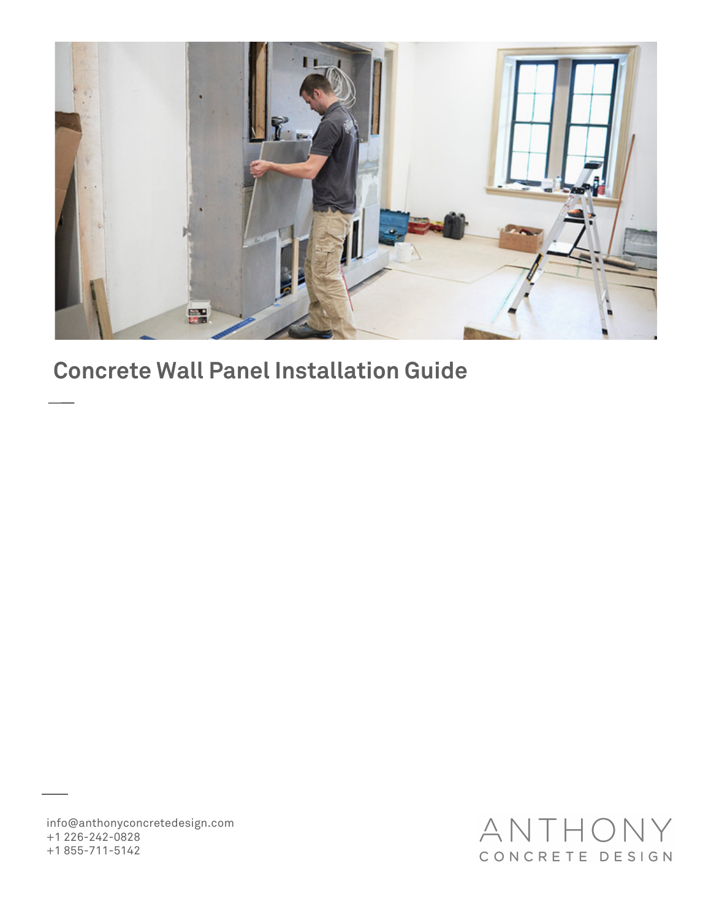# Concrete Wall Panel Installation Guide

info@anthonyconcretedesign.com
+1 226-242-0828
+1 855-711-5142

ANTHONY
CONCRETE DESIGN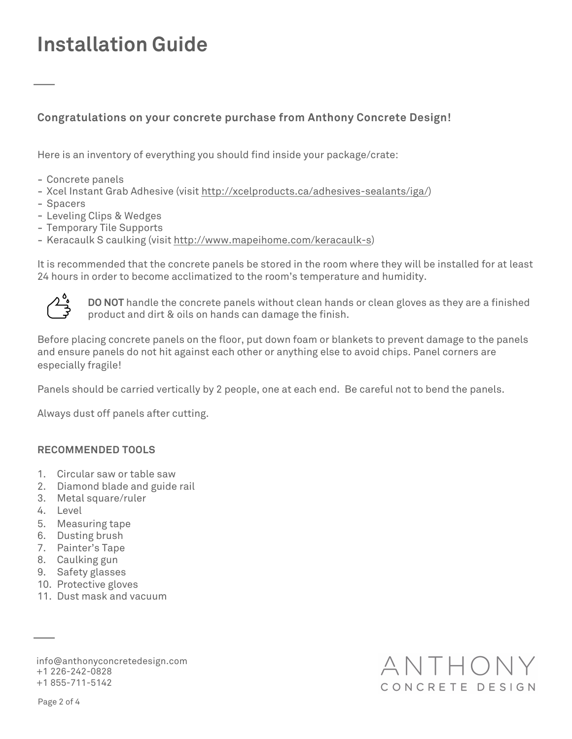# Installation Guide

**Congratulations on your concrete purchase from Anthony Concrete Design!**

Here is an inventory of everything you should find inside your package/crate:

- Concrete panels
- Xcel Instant Grab Adhesive (visit http://xcelproducts.ca/adhesives-sealants/iga/)
- Spacers
- Leveling Clips & Wedges
- Temporary Tile Supports
- Keracaulk S caulking (visit http://www.mapeihome.com/keracaulk-s)

It is recommended that the concrete panels be stored in the room where they will be installed for at least 24 hours in order to become acclimatized to the room's temperature and humidity.

**DO NOT** handle the concrete panels without clean hands or clean gloves as they are a finished product and dirt & oils on hands can damage the finish.

Before placing concrete panels on the floor, put down foam or blankets to prevent damage to the panels and ensure panels do not hit against each other or anything else to avoid chips. Panel corners are especially fragile!

Panels should be carried vertically by 2 people, one at each end. Be careful not to bend the panels.

Always dust off panels after cutting.

**RECOMMENDED TOOLS**

1. Circular saw or table saw
2. Diamond blade and guide rail
3. Metal square/ruler
4. Level
5. Measuring tape
6. Dusting brush
7. Painter's Tape
8. Caulking gun
9. Safety glasses
10. Protective gloves
11. Dust mask and vacuum

info@anthonyconcretedesign.com
+1 226-242-0828
+1 855-711-5142

ANTHONY CONCRETE DESIGN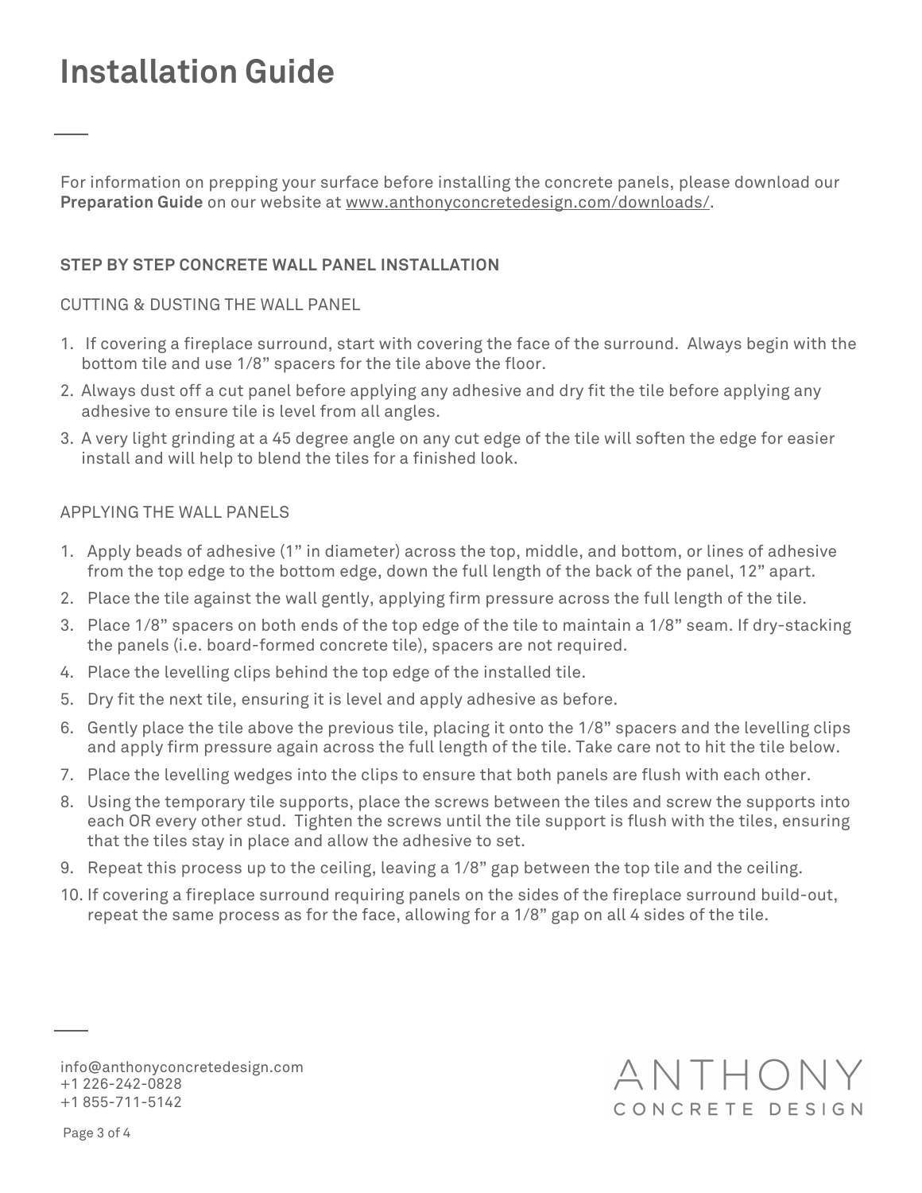# Installation Guide

For information on prepping your surface before installing the concrete panels, please download our **Preparation Guide** on our website at www.anthonyconcretedesign.com/downloads/.

## STEP BY STEP CONCRETE WALL PANEL INSTALLATION

### CUTTING & DUSTING THE WALL PANEL

1. If covering a fireplace surround, start with covering the face of the surround. Always begin with the bottom tile and use 1/8" spacers for the tile above the floor.
2. Always dust off a cut panel before applying any adhesive and dry fit the tile before applying any adhesive to ensure tile is level from all angles.
3. A very light grinding at a 45 degree angle on any cut edge of the tile will soften the edge for easier install and will help to blend the tiles for a finished look.

### APPLYING THE WALL PANELS

1. Apply beads of adhesive (1" in diameter) across the top, middle, and bottom, or lines of adhesive from the top edge to the bottom edge, down the full length of the back of the panel, 12" apart.
2. Place the tile against the wall gently, applying firm pressure across the full length of the tile.
3. Place 1/8" spacers on both ends of the top edge of the tile to maintain a 1/8" seam. If dry-stacking the panels (i.e. board-formed concrete tile), spacers are not required.
4. Place the levelling clips behind the top edge of the installed tile.
5. Dry fit the next tile, ensuring it is level and apply adhesive as before.
6. Gently place the tile above the previous tile, placing it onto the 1/8" spacers and the levelling clips and apply firm pressure again across the full length of the tile. Take care not to hit the tile below.
7. Place the levelling wedges into the clips to ensure that both panels are flush with each other.
8. Using the temporary tile supports, place the screws between the tiles and screw the supports into each OR every other stud. Tighten the screws until the tile support is flush with the tiles, ensuring that the tiles stay in place and allow the adhesive to set.
9. Repeat this process up to the ceiling, leaving a 1/8" gap between the top tile and the ceiling.
10. If covering a fireplace surround requiring panels on the sides of the fireplace surround build-out, repeat the same process as for the face, allowing for a 1/8" gap on all 4 sides of the tile.

info@anthonyconcretedesign.com
+1 226-242-0828
+1 855-711-5142

ANTHONY CONCRETE DESIGN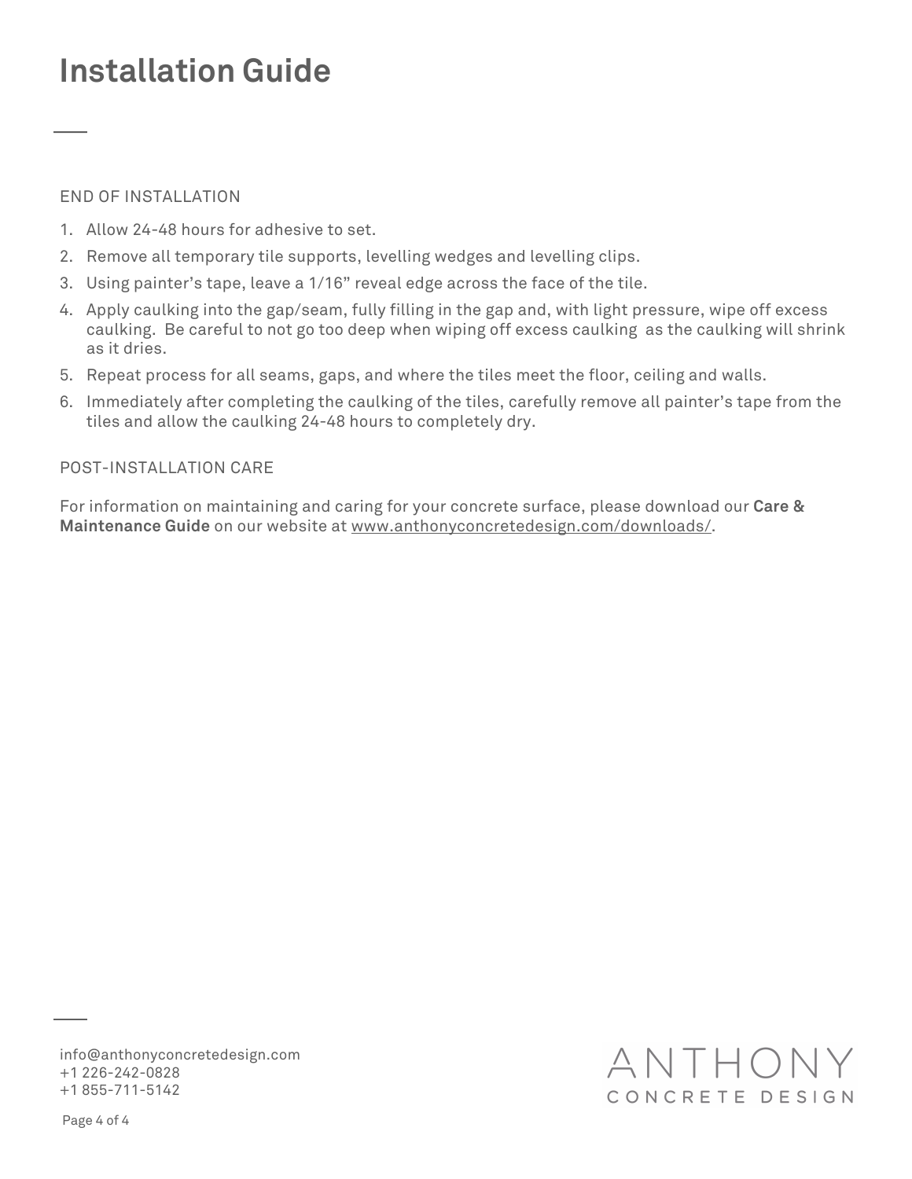# Installation Guide

## END OF INSTALLATION

1. Allow 24-48 hours for adhesive to set.
2. Remove all temporary tile supports, levelling wedges and levelling clips.
3. Using painter's tape, leave a 1/16" reveal edge across the face of the tile.
4. Apply caulking into the gap/seam, fully filling in the gap and, with light pressure, wipe off excess caulking. Be careful to not go too deep when wiping off excess caulking as the caulking will shrink as it dries.
5. Repeat process for all seams, gaps, and where the tiles meet the floor, ceiling and walls.
6. Immediately after completing the caulking of the tiles, carefully remove all painter's tape from the tiles and allow the caulking 24-48 hours to completely dry.

## POST-INSTALLATION CARE

For information on maintaining and caring for your concrete surface, please download our **Care & Maintenance Guide** on our website at www.anthonyconcretedesign.com/downloads/.

info@anthonyconcretedesign.com
+1 226-242-0828
+1 855-711-5142

ANTHONY
CONCRETE DESIGN